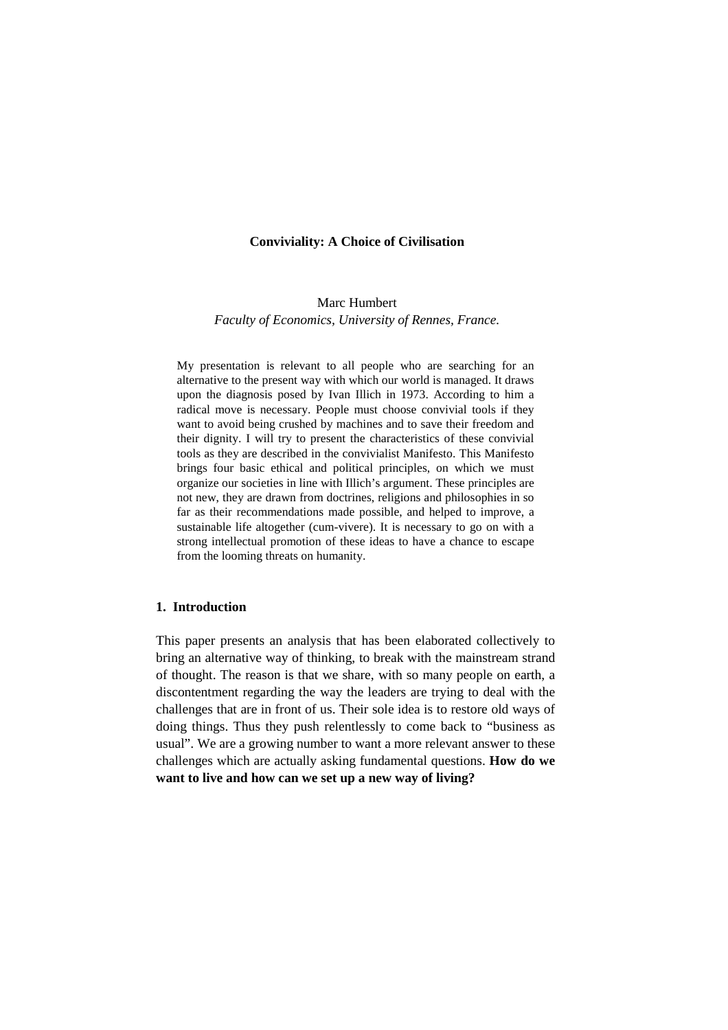# Conviviality: A Choice of Civilisation

Marc Humbert
*Faculty of Economics, University of Rennes, France.*

My presentation is relevant to all people who are searching for an alternative to the present way with which our world is managed. It draws upon the diagnosis posed by Ivan Illich in 1973. According to him a radical move is necessary. People must choose convivial tools if they want to avoid being crushed by machines and to save their freedom and their dignity. I will try to present the characteristics of these convivial tools as they are described in the convivialist Manifesto. This Manifesto brings four basic ethical and political principles, on which we must organize our societies in line with Illich's argument. These principles are not new, they are drawn from doctrines, religions and philosophies in so far as their recommendations made possible, and helped to improve, a sustainable life altogether (cum-vivere). It is necessary to go on with a strong intellectual promotion of these ideas to have a chance to escape from the looming threats on humanity.

## 1. Introduction

This paper presents an analysis that has been elaborated collectively to bring an alternative way of thinking, to break with the mainstream strand of thought. The reason is that we share, with so many people on earth, a discontentment regarding the way the leaders are trying to deal with the challenges that are in front of us. Their sole idea is to restore old ways of doing things. Thus they push relentlessly to come back to "business as usual". We are a growing number to want a more relevant answer to these challenges which are actually asking fundamental questions. **How do we want to live and how can we set up a new way of living?**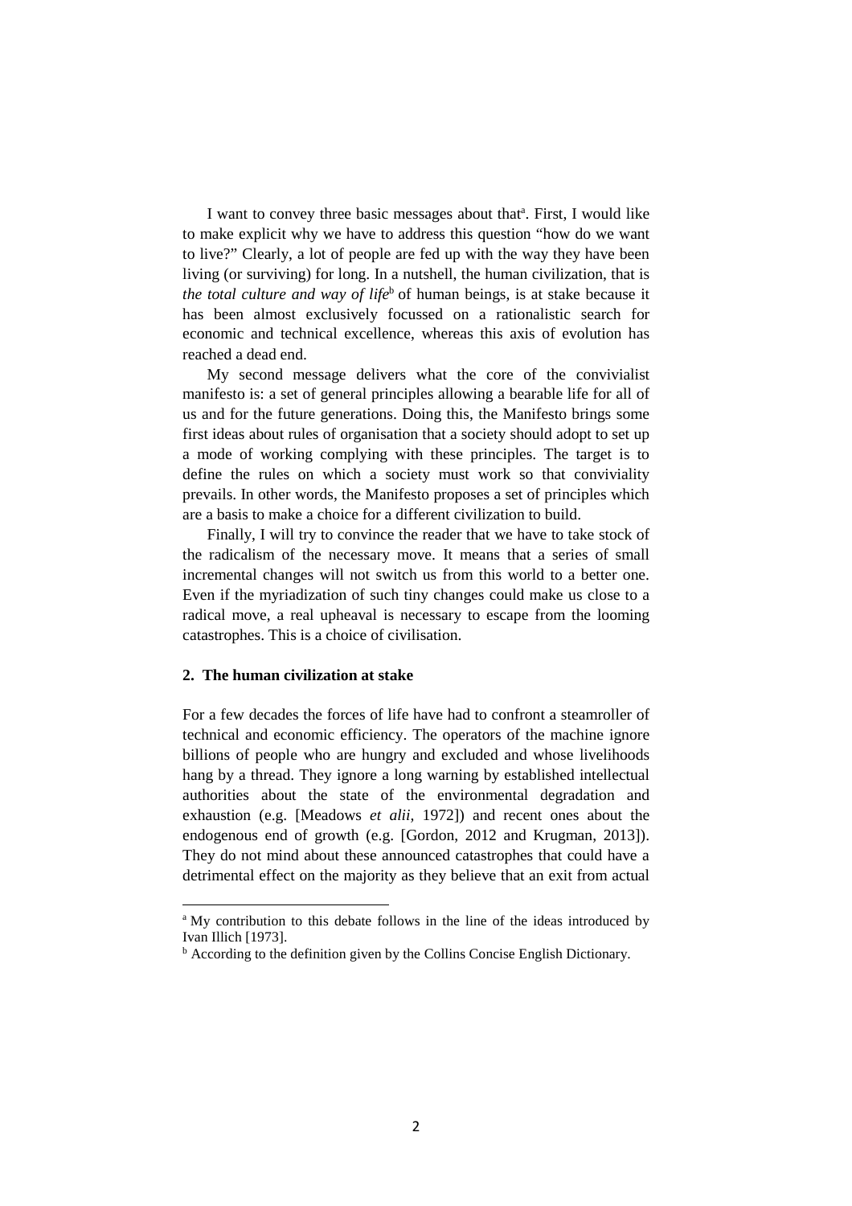I want to convey three basic messages about that[a]. First, I would like to make explicit why we have to address this question "how do we want to live?" Clearly, a lot of people are fed up with the way they have been living (or surviving) for long. In a nutshell, the human civilization, that is *the total culture and way of life*[b] of human beings, is at stake because it has been almost exclusively focussed on a rationalistic search for economic and technical excellence, whereas this axis of evolution has reached a dead end.

My second message delivers what the core of the convivialist manifesto is: a set of general principles allowing a bearable life for all of us and for the future generations. Doing this, the Manifesto brings some first ideas about rules of organisation that a society should adopt to set up a mode of working complying with these principles. The target is to define the rules on which a society must work so that conviviality prevails. In other words, the Manifesto proposes a set of principles which are a basis to make a choice for a different civilization to build.

Finally, I will try to convince the reader that we have to take stock of the radicalism of the necessary move. It means that a series of small incremental changes will not switch us from this world to a better one. Even if the myriadization of such tiny changes could make us close to a radical move, a real upheaval is necessary to escape from the looming catastrophes. This is a choice of civilisation.

## 2. The human civilization at stake

For a few decades the forces of life have had to confront a steamroller of technical and economic efficiency. The operators of the machine ignore billions of people who are hungry and excluded and whose livelihoods hang by a thread. They ignore a long warning by established intellectual authorities about the state of the environmental degradation and exhaustion (e.g. [Meadows *et alii,* 1972]) and recent ones about the endogenous end of growth (e.g. [Gordon, 2012 and Krugman, 2013]). They do not mind about these announced catastrophes that could have a detrimental effect on the majority as they believe that an exit from actual

---

[a] My contribution to this debate follows in the line of the ideas introduced by Ivan Illich [1973].

[b] According to the definition given by the Collins Concise English Dictionary.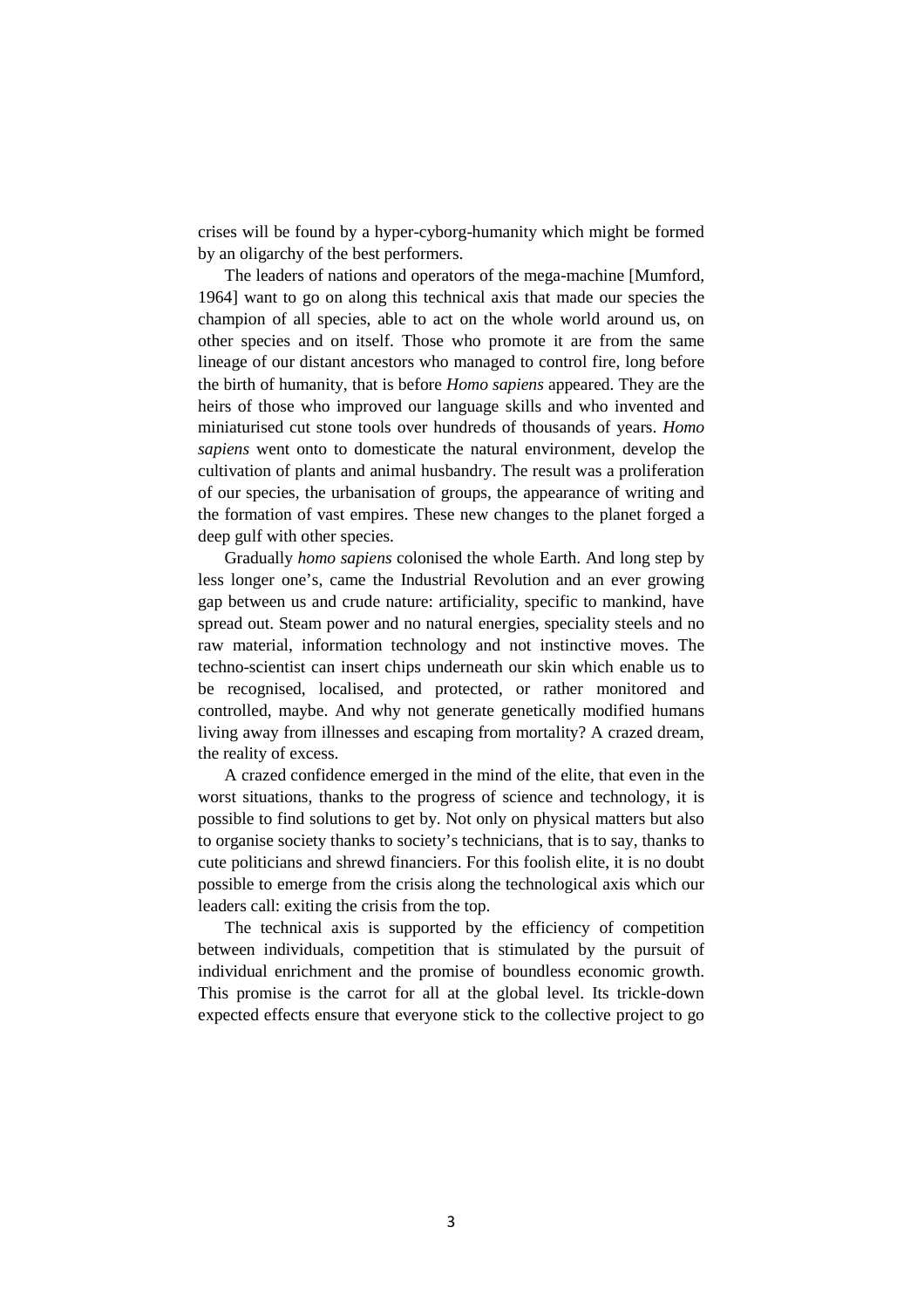crises will be found by a hyper-cyborg-humanity which might be formed by an oligarchy of the best performers.

The leaders of nations and operators of the mega-machine [Mumford, 1964] want to go on along this technical axis that made our species the champion of all species, able to act on the whole world around us, on other species and on itself. Those who promote it are from the same lineage of our distant ancestors who managed to control fire, long before the birth of humanity, that is before *Homo sapiens* appeared. They are the heirs of those who improved our language skills and who invented and miniaturised cut stone tools over hundreds of thousands of years. *Homo sapiens* went onto to domesticate the natural environment, develop the cultivation of plants and animal husbandry. The result was a proliferation of our species, the urbanisation of groups, the appearance of writing and the formation of vast empires. These new changes to the planet forged a deep gulf with other species.

Gradually *homo sapiens* colonised the whole Earth. And long step by less longer one's, came the Industrial Revolution and an ever growing gap between us and crude nature: artificiality, specific to mankind, have spread out. Steam power and no natural energies, speciality steels and no raw material, information technology and not instinctive moves. The techno-scientist can insert chips underneath our skin which enable us to be recognised, localised, and protected, or rather monitored and controlled, maybe. And why not generate genetically modified humans living away from illnesses and escaping from mortality? A crazed dream, the reality of excess.

A crazed confidence emerged in the mind of the elite, that even in the worst situations, thanks to the progress of science and technology, it is possible to find solutions to get by. Not only on physical matters but also to organise society thanks to society's technicians, that is to say, thanks to cute politicians and shrewd financiers. For this foolish elite, it is no doubt possible to emerge from the crisis along the technological axis which our leaders call: exiting the crisis from the top.

The technical axis is supported by the efficiency of competition between individuals, competition that is stimulated by the pursuit of individual enrichment and the promise of boundless economic growth. This promise is the carrot for all at the global level. Its trickle-down expected effects ensure that everyone stick to the collective project to go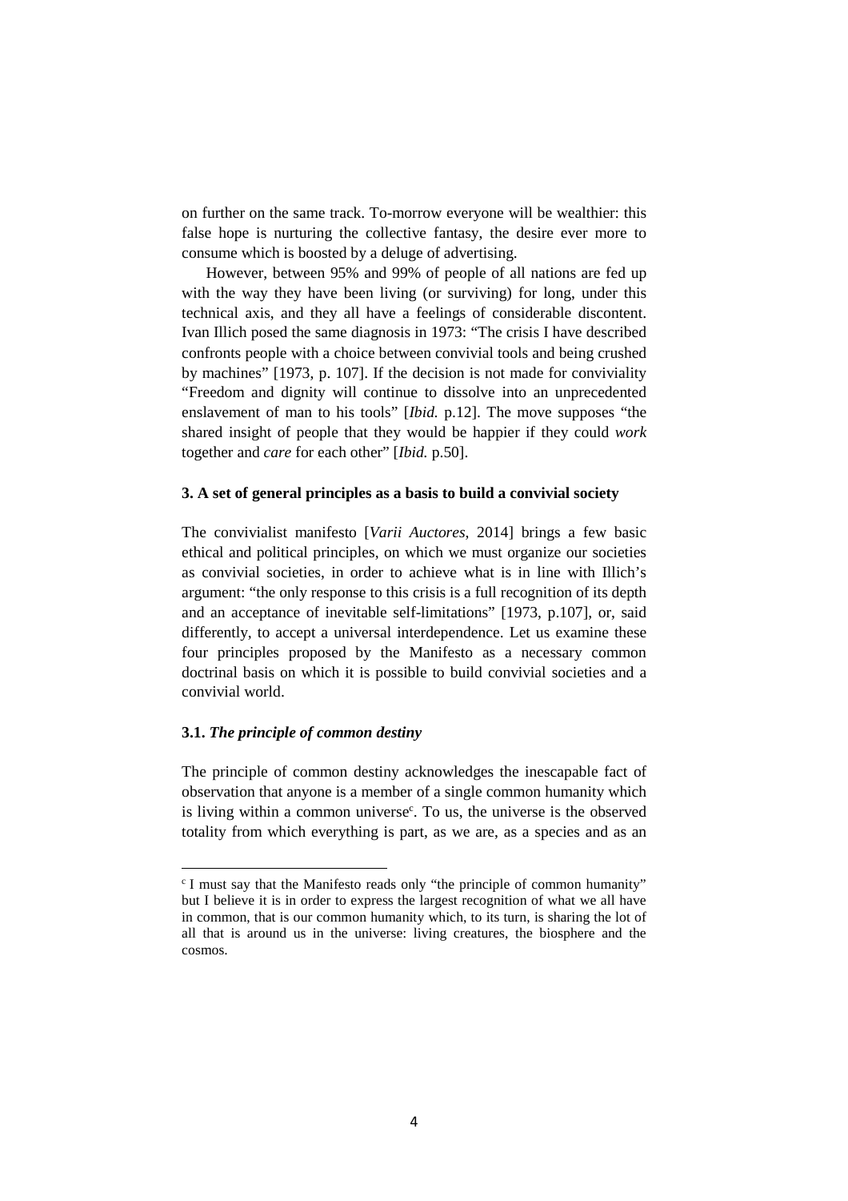on further on the same track. To-morrow everyone will be wealthier: this false hope is nurturing the collective fantasy, the desire ever more to consume which is boosted by a deluge of advertising.

However, between 95% and 99% of people of all nations are fed up with the way they have been living (or surviving) for long, under this technical axis, and they all have a feelings of considerable discontent. Ivan Illich posed the same diagnosis in 1973: "The crisis I have described confronts people with a choice between convivial tools and being crushed by machines" [1973, p. 107]. If the decision is not made for conviviality "Freedom and dignity will continue to dissolve into an unprecedented enslavement of man to his tools" [*Ibid.* p.12]. The move supposes "the shared insight of people that they would be happier if they could *work* together and *care* for each other" [*Ibid.* p.50].

## 3. A set of general principles as a basis to build a convivial society

The convivialist manifesto [*Varii Auctores*, 2014] brings a few basic ethical and political principles, on which we must organize our societies as convivial societies, in order to achieve what is in line with Illich's argument: "the only response to this crisis is a full recognition of its depth and an acceptance of inevitable self-limitations" [1973, p.107], or, said differently, to accept a universal interdependence. Let us examine these four principles proposed by the Manifesto as a necessary common doctrinal basis on which it is possible to build convivial societies and a convivial world.

### 3.1. *The principle of common destiny*

The principle of common destiny acknowledges the inescapable fact of observation that anyone is a member of a single common humanity which is living within a common universe[c]. To us, the universe is the observed totality from which everything is part, as we are, as a species and as an

[c] I must say that the Manifesto reads only "the principle of common humanity" but I believe it is in order to express the largest recognition of what we all have in common, that is our common humanity which, to its turn, is sharing the lot of all that is around us in the universe: living creatures, the biosphere and the cosmos.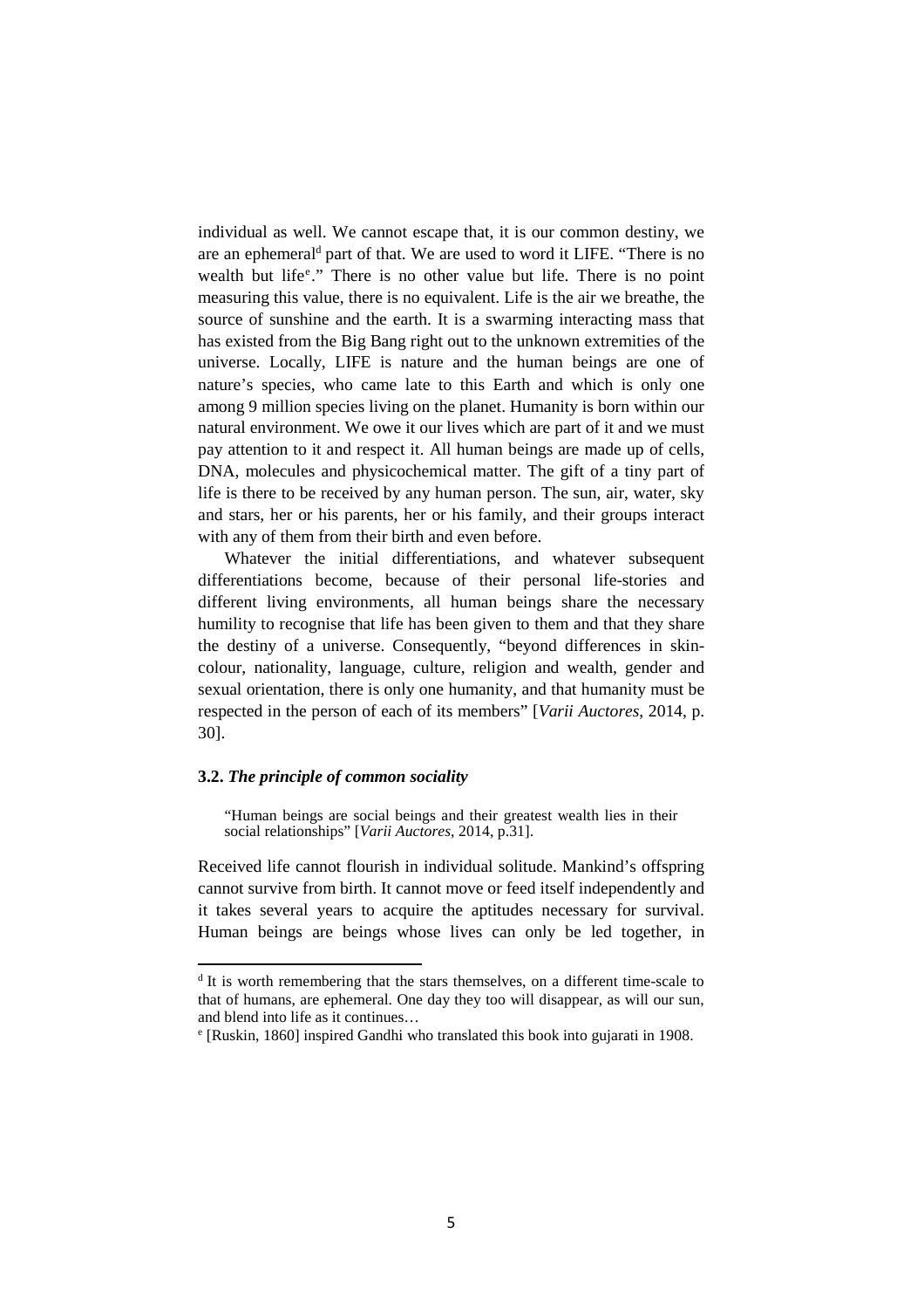individual as well. We cannot escape that, it is our common destiny, we are an ephemeral[d] part of that. We are used to word it LIFE. "There is no wealth but life[e]." There is no other value but life. There is no point measuring this value, there is no equivalent. Life is the air we breathe, the source of sunshine and the earth. It is a swarming interacting mass that has existed from the Big Bang right out to the unknown extremities of the universe. Locally, LIFE is nature and the human beings are one of nature's species, who came late to this Earth and which is only one among 9 million species living on the planet. Humanity is born within our natural environment. We owe it our lives which are part of it and we must pay attention to it and respect it. All human beings are made up of cells, DNA, molecules and physicochemical matter. The gift of a tiny part of life is there to be received by any human person. The sun, air, water, sky and stars, her or his parents, her or his family, and their groups interact with any of them from their birth and even before.

Whatever the initial differentiations, and whatever subsequent differentiations become, because of their personal life-stories and different living environments, all human beings share the necessary humility to recognise that life has been given to them and that they share the destiny of a universe. Consequently, "beyond differences in skin-colour, nationality, language, culture, religion and wealth, gender and sexual orientation, there is only one humanity, and that humanity must be respected in the person of each of its members" [*Varii Auctores*, 2014, p. 30].

### 3.2. *The principle of common sociality*

> "Human beings are social beings and their greatest wealth lies in their social relationships" [*Varii Auctores*, 2014, p.31].

Received life cannot flourish in individual solitude. Mankind's offspring cannot survive from birth. It cannot move or feed itself independently and it takes several years to acquire the aptitudes necessary for survival. Human beings are beings whose lives can only be led together, in

---

[d] It is worth remembering that the stars themselves, on a different time-scale to that of humans, are ephemeral. One day they too will disappear, as will our sun, and blend into life as it continues…

[e] [Ruskin, 1860] inspired Gandhi who translated this book into gujarati in 1908.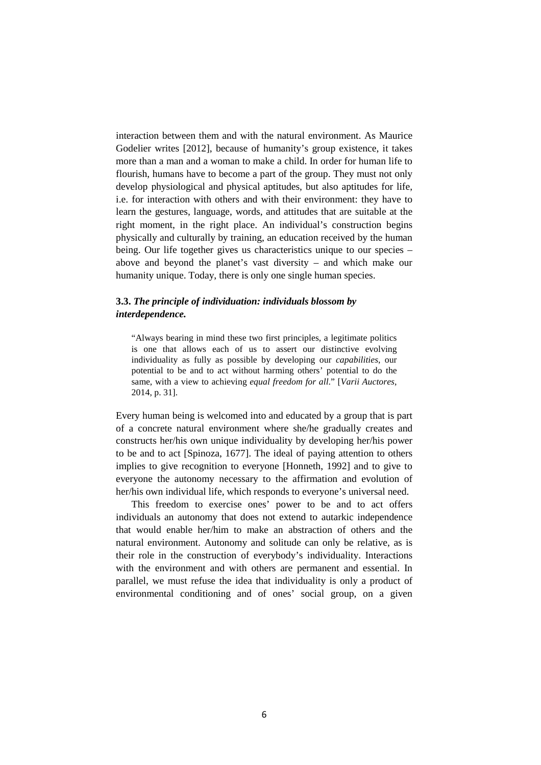interaction between them and with the natural environment. As Maurice Godelier writes [2012], because of humanity's group existence, it takes more than a man and a woman to make a child. In order for human life to flourish, humans have to become a part of the group. They must not only develop physiological and physical aptitudes, but also aptitudes for life, i.e. for interaction with others and with their environment: they have to learn the gestures, language, words, and attitudes that are suitable at the right moment, in the right place. An individual's construction begins physically and culturally by training, an education received by the human being. Our life together gives us characteristics unique to our species – above and beyond the planet's vast diversity – and which make our humanity unique. Today, there is only one single human species.

### 3.3. *The principle of individuation: individuals blossom by interdependence.*

> "Always bearing in mind these two first principles, a legitimate politics is one that allows each of us to assert our distinctive evolving individuality as fully as possible by developing our *capabilities*, our potential to be and to act without harming others' potential to do the same, with a view to achieving *equal freedom for all*." [*Varii Auctores*, 2014, p. 31].

Every human being is welcomed into and educated by a group that is part of a concrete natural environment where she/he gradually creates and constructs her/his own unique individuality by developing her/his power to be and to act [Spinoza, 1677]. The ideal of paying attention to others implies to give recognition to everyone [Honneth, 1992] and to give to everyone the autonomy necessary to the affirmation and evolution of her/his own individual life, which responds to everyone's universal need.

This freedom to exercise ones' power to be and to act offers individuals an autonomy that does not extend to autarkic independence that would enable her/him to make an abstraction of others and the natural environment. Autonomy and solitude can only be relative, as is their role in the construction of everybody's individuality. Interactions with the environment and with others are permanent and essential. In parallel, we must refuse the idea that individuality is only a product of environmental conditioning and of ones' social group, on a given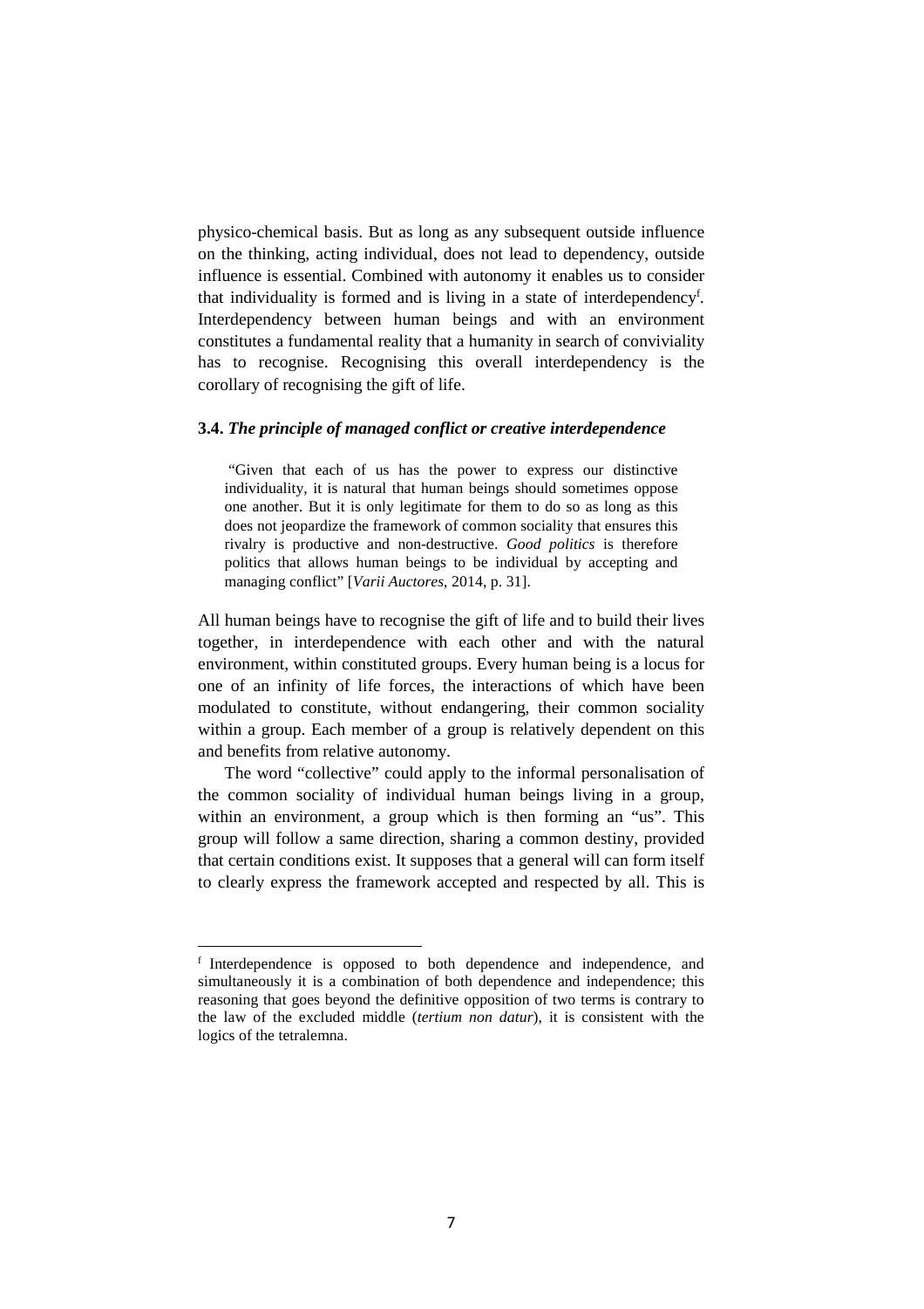physico-chemical basis. But as long as any subsequent outside influence on the thinking, acting individual, does not lead to dependency, outside influence is essential. Combined with autonomy it enables us to consider that individuality is formed and is living in a state of interdependency[f]. Interdependency between human beings and with an environment constitutes a fundamental reality that a humanity in search of conviviality has to recognise. Recognising this overall interdependency is the corollary of recognising the gift of life.

### 3.4. *The principle of managed conflict or creative interdependence*

> "Given that each of us has the power to express our distinctive individuality, it is natural that human beings should sometimes oppose one another. But it is only legitimate for them to do so as long as this does not jeopardize the framework of common sociality that ensures this rivalry is productive and non-destructive. *Good politics* is therefore politics that allows human beings to be individual by accepting and managing conflict" [*Varii Auctores*, 2014, p. 31].

All human beings have to recognise the gift of life and to build their lives together, in interdependence with each other and with the natural environment, within constituted groups. Every human being is a locus for one of an infinity of life forces, the interactions of which have been modulated to constitute, without endangering, their common sociality within a group. Each member of a group is relatively dependent on this and benefits from relative autonomy.

The word "collective" could apply to the informal personalisation of the common sociality of individual human beings living in a group, within an environment, a group which is then forming an "us". This group will follow a same direction, sharing a common destiny, provided that certain conditions exist. It supposes that a general will can form itself to clearly express the framework accepted and respected by all. This is

---

[f] Interdependence is opposed to both dependence and independence, and simultaneously it is a combination of both dependence and independence; this reasoning that goes beyond the definitive opposition of two terms is contrary to the law of the excluded middle (*tertium non datur*), it is consistent with the logics of the tetralemna.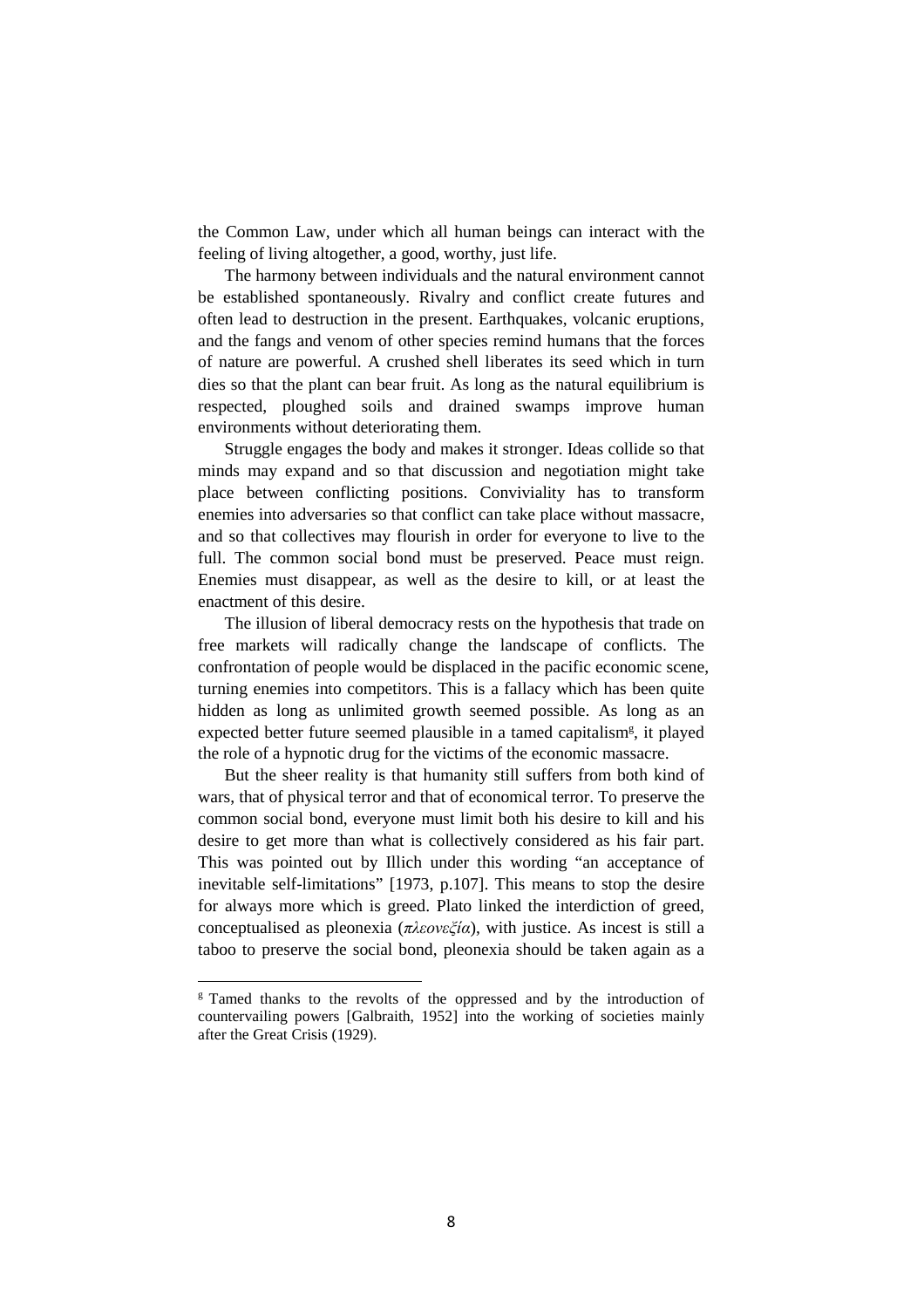the Common Law, under which all human beings can interact with the feeling of living altogether, a good, worthy, just life.

The harmony between individuals and the natural environment cannot be established spontaneously. Rivalry and conflict create futures and often lead to destruction in the present. Earthquakes, volcanic eruptions, and the fangs and venom of other species remind humans that the forces of nature are powerful. A crushed shell liberates its seed which in turn dies so that the plant can bear fruit. As long as the natural equilibrium is respected, ploughed soils and drained swamps improve human environments without deteriorating them.

Struggle engages the body and makes it stronger. Ideas collide so that minds may expand and so that discussion and negotiation might take place between conflicting positions. Conviviality has to transform enemies into adversaries so that conflict can take place without massacre, and so that collectives may flourish in order for everyone to live to the full. The common social bond must be preserved. Peace must reign. Enemies must disappear, as well as the desire to kill, or at least the enactment of this desire.

The illusion of liberal democracy rests on the hypothesis that trade on free markets will radically change the landscape of conflicts. The confrontation of people would be displaced in the pacific economic scene, turning enemies into competitors. This is a fallacy which has been quite hidden as long as unlimited growth seemed possible. As long as an expected better future seemed plausible in a tamed capitalism[g], it played the role of a hypnotic drug for the victims of the economic massacre.

But the sheer reality is that humanity still suffers from both kind of wars, that of physical terror and that of economical terror. To preserve the common social bond, everyone must limit both his desire to kill and his desire to get more than what is collectively considered as his fair part. This was pointed out by Illich under this wording "an acceptance of inevitable self-limitations" [1973, p.107]. This means to stop the desire for always more which is greed. Plato linked the interdiction of greed, conceptualised as pleonexia (*πλεονεξία*), with justice. As incest is still a taboo to preserve the social bond, pleonexia should be taken again as a

---

[g] Tamed thanks to the revolts of the oppressed and by the introduction of countervailing powers [Galbraith, 1952] into the working of societies mainly after the Great Crisis (1929).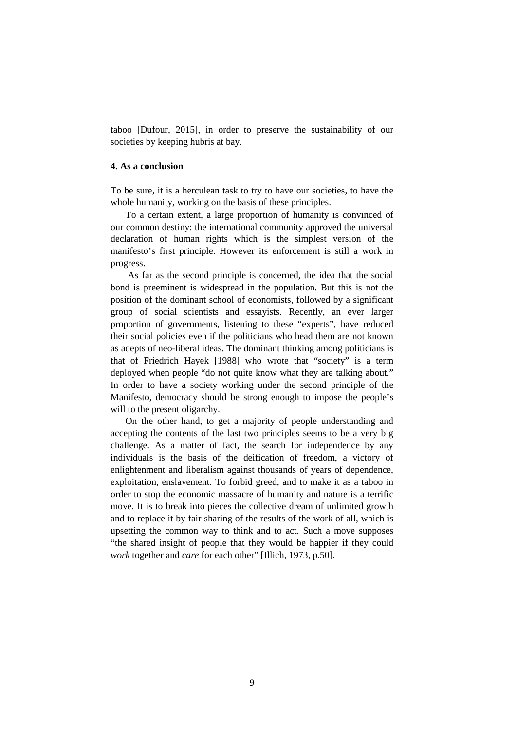taboo [Dufour, 2015], in order to preserve the sustainability of our societies by keeping hubris at bay.

## 4. As a conclusion

To be sure, it is a herculean task to try to have our societies, to have the whole humanity, working on the basis of these principles.

To a certain extent, a large proportion of humanity is convinced of our common destiny: the international community approved the universal declaration of human rights which is the simplest version of the manifesto's first principle. However its enforcement is still a work in progress.

As far as the second principle is concerned, the idea that the social bond is preeminent is widespread in the population. But this is not the position of the dominant school of economists, followed by a significant group of social scientists and essayists. Recently, an ever larger proportion of governments, listening to these "experts", have reduced their social policies even if the politicians who head them are not known as adepts of neo-liberal ideas. The dominant thinking among politicians is that of Friedrich Hayek [1988] who wrote that "society" is a term deployed when people "do not quite know what they are talking about." In order to have a society working under the second principle of the Manifesto, democracy should be strong enough to impose the people's will to the present oligarchy.

On the other hand, to get a majority of people understanding and accepting the contents of the last two principles seems to be a very big challenge. As a matter of fact, the search for independence by any individuals is the basis of the deification of freedom, a victory of enlightenment and liberalism against thousands of years of dependence, exploitation, enslavement. To forbid greed, and to make it as a taboo in order to stop the economic massacre of humanity and nature is a terrific move. It is to break into pieces the collective dream of unlimited growth and to replace it by fair sharing of the results of the work of all, which is upsetting the common way to think and to act. Such a move supposes "the shared insight of people that they would be happier if they could *work* together and *care* for each other" [Illich, 1973, p.50].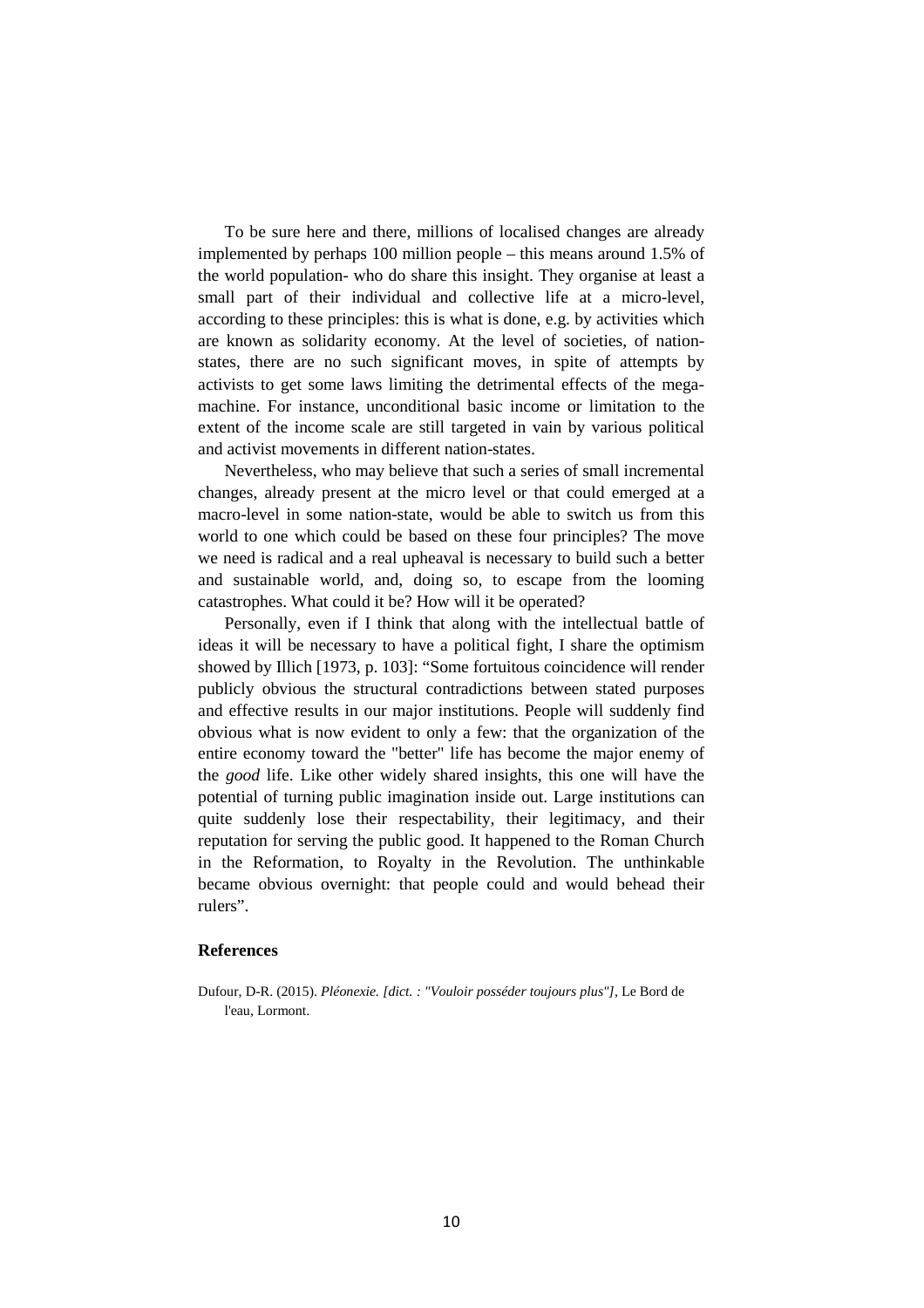To be sure here and there, millions of localised changes are already implemented by perhaps 100 million people – this means around 1.5% of the world population- who do share this insight. They organise at least a small part of their individual and collective life at a micro-level, according to these principles: this is what is done, e.g. by activities which are known as solidarity economy. At the level of societies, of nation-states, there are no such significant moves, in spite of attempts by activists to get some laws limiting the detrimental effects of the mega-machine. For instance, unconditional basic income or limitation to the extent of the income scale are still targeted in vain by various political and activist movements in different nation-states.

Nevertheless, who may believe that such a series of small incremental changes, already present at the micro level or that could emerged at a macro-level in some nation-state, would be able to switch us from this world to one which could be based on these four principles? The move we need is radical and a real upheaval is necessary to build such a better and sustainable world, and, doing so, to escape from the looming catastrophes. What could it be? How will it be operated?

Personally, even if I think that along with the intellectual battle of ideas it will be necessary to have a political fight, I share the optimism showed by Illich [1973, p. 103]: "Some fortuitous coincidence will render publicly obvious the structural contradictions between stated purposes and effective results in our major institutions. People will suddenly find obvious what is now evident to only a few: that the organization of the entire economy toward the "better" life has become the major enemy of the *good* life. Like other widely shared insights, this one will have the potential of turning public imagination inside out. Large institutions can quite suddenly lose their respectability, their legitimacy, and their reputation for serving the public good. It happened to the Roman Church in the Reformation, to Royalty in the Revolution. The unthinkable became obvious overnight: that people could and would behead their rulers".

## References

Dufour, D-R. (2015). *Pléonexie. [dict. : "Vouloir posséder toujours plus"]*, Le Bord de l'eau, Lormont.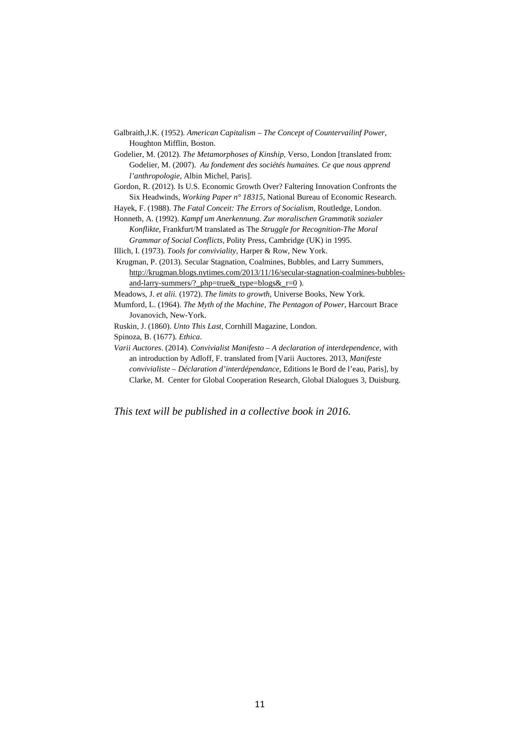Galbraith,J.K. (1952). *American Capitalism – The Concept of Countervailinf Power*, Houghton Mifflin, Boston.

Godelier, M. (2012). *The Metamorphoses of Kinship*, Verso, London [translated from: Godelier, M. (2007). *Au fondement des sociétés humaines. Ce que nous apprend l'anthropologie*, Albin Michel, Paris].

Gordon, R. (2012). Is U.S. Economic Growth Over? Faltering Innovation Confronts the Six Headwinds, *Working Paper n° 18315*, National Bureau of Economic Research.

Hayek, F. (1988). *The Fatal Conceit: The Errors of Socialism*, Routledge, London.

Honneth, A. (1992). *Kampf um Anerkennung. Zur moralischen Grammatik sozialer Konflikte*, Frankfurt/M translated as The *Struggle for Recognition-The Moral Grammar of Social Conflicts*, Polity Press, Cambridge (UK) in 1995.

Illich, I. (1973). *Tools for conviviality*, Harper & Row, New York.

Krugman, P. (2013). Secular Stagnation, Coalmines, Bubbles, and Larry Summers, http://krugman.blogs.nytimes.com/2013/11/16/secular-stagnation-coalmines-bubbles-and-larry-summers/?_php=true&_type=blogs&_r=0 ).

Meadows, J. *et alii.* (1972). *The limits to growth*, Universe Books, New York.

Mumford, L. (1964). *The Myth of the Machine, The Pentagon of Power*, Harcourt Brace Jovanovich, New-York.

Ruskin, J. (1860). *Unto This Last*, Cornhill Magazine, London.

Spinoza, B. (1677). *Ethica*.

*Varii Auctores*. (2014). *Convivialist Manifesto – A declaration of interdependence*, with an introduction by Adloff, F. translated from [Varii Auctores. 2013, *Manifeste convivialiste – Déclaration d'interdépendance*, Editions le Bord de l'eau, Paris], by Clarke, M. Center for Global Cooperation Research, Global Dialogues 3, Duisburg.

*This text will be published in a collective book in 2016.*